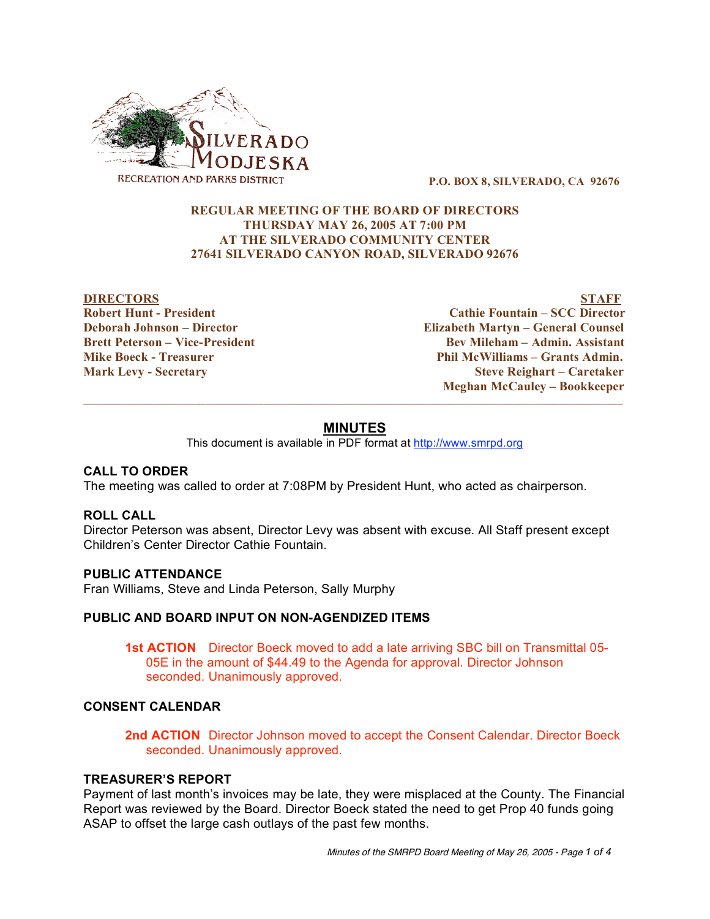SILVERADO MODJESKA
RECREATION AND PARKS DISTRICT

P.O. BOX 8, SILVERADO, CA 92676

**REGULAR MEETING OF THE BOARD OF DIRECTORS**
**THURSDAY MAY 26, 2005 AT 7:00 PM**
**AT THE SILVERADO COMMUNITY CENTER**
**27641 SILVERADO CANYON ROAD, SILVERADO 92676**

| DIRECTORS | STAFF |
|---|---|
| Robert Hunt - President | Cathie Fountain – SCC Director |
| Deborah Johnson – Director | Elizabeth Martyn – General Counsel |
| Brett Peterson – Vice-President | Bev Mileham – Admin. Assistant |
| Mike Boeck - Treasurer | Phil McWilliams – Grants Admin. |
| Mark Levy - Secretary | Steve Reighart – Caretaker |
| | Meghan McCauley – Bookkeeper |

---

# MINUTES

This document is available in PDF format at http://www.smrpd.org

## CALL TO ORDER

The meeting was called to order at 7:08PM by President Hunt, who acted as chairperson.

## ROLL CALL

Director Peterson was absent, Director Levy was absent with excuse. All Staff present except Children's Center Director Cathie Fountain.

## PUBLIC ATTENDANCE

Fran Williams, Steve and Linda Peterson, Sally Murphy

## PUBLIC AND BOARD INPUT ON NON-AGENDIZED ITEMS

**1st ACTION** Director Boeck moved to add a late arriving SBC bill on Transmittal 05-05E in the amount of $44.49 to the Agenda for approval. Director Johnson seconded. Unanimously approved.

## CONSENT CALENDAR

**2nd ACTION** Director Johnson moved to accept the Consent Calendar. Director Boeck seconded. Unanimously approved.

## TREASURER'S REPORT

Payment of last month's invoices may be late, they were misplaced at the County. The Financial Report was reviewed by the Board. Director Boeck stated the need to get Prop 40 funds going ASAP to offset the large cash outlays of the past few months.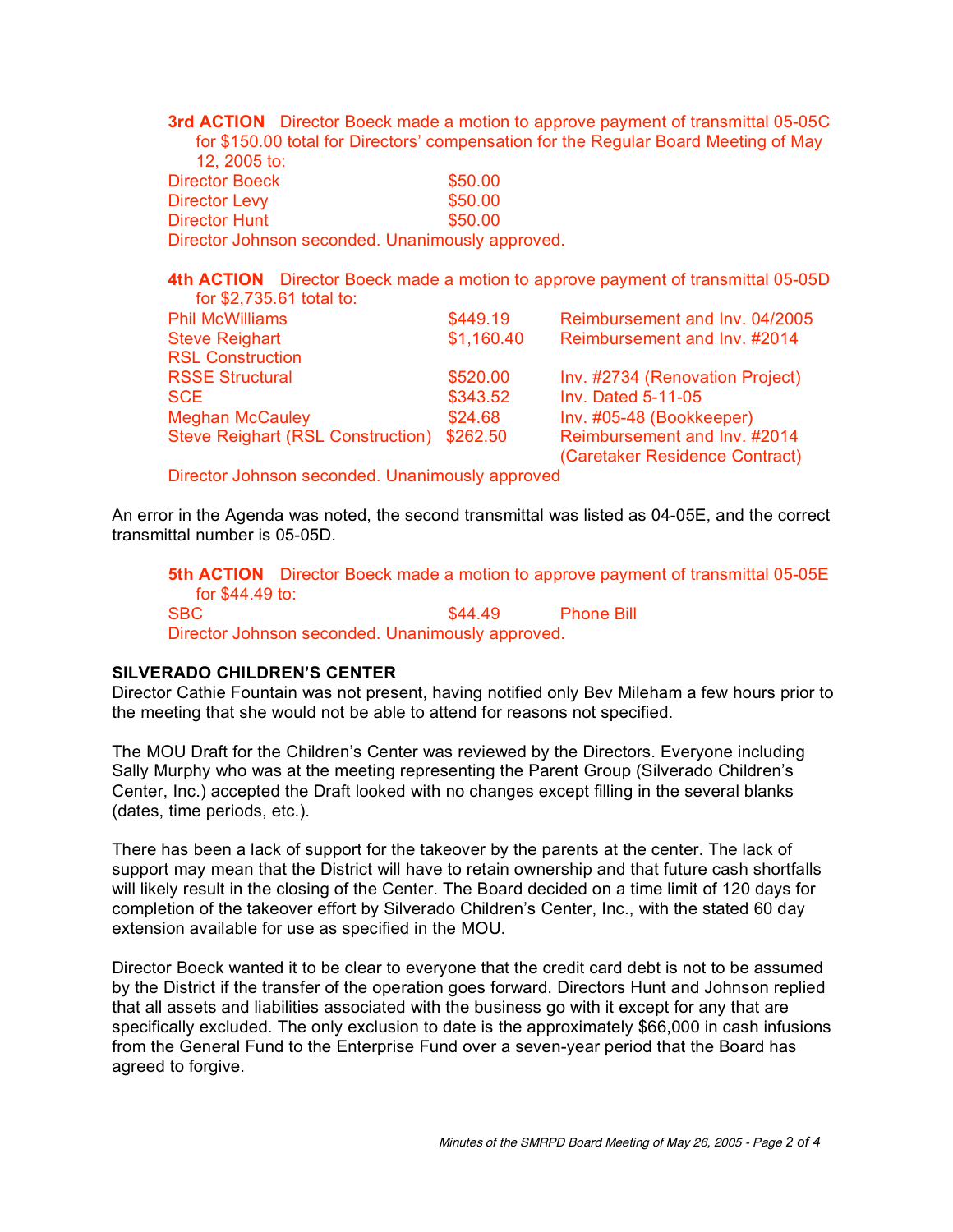**3rd ACTION** Director Boeck made a motion to approve payment of transmittal 05-05C for $150.00 total for Directors' compensation for the Regular Board Meeting of May 12, 2005 to:

| | |
|---|---|
| Director Boeck | $50.00 |
| Director Levy | $50.00 |
| Director Hunt | $50.00 |

Director Johnson seconded. Unanimously approved.

**4th ACTION** Director Boeck made a motion to approve payment of transmittal 05-05D for $2,735.61 total to:

| | | |
|---|---|---|
| Phil McWilliams | $449.19 | Reimbursement and Inv. 04/2005 |
| Steve Reighart RSL Construction | $1,160.40 | Reimbursement and Inv. #2014 |
| RSSE Structural | $520.00 | Inv. #2734 (Renovation Project) |
| SCE | $343.52 | Inv. Dated 5-11-05 |
| Meghan McCauley | $24.68 | Inv. #05-48 (Bookkeeper) |
| Steve Reighart (RSL Construction) | $262.50 | Reimbursement and Inv. #2014 (Caretaker Residence Contract) |

Director Johnson seconded. Unanimously approved

An error in the Agenda was noted, the second transmittal was listed as 04-05E, and the correct transmittal number is 05-05D.

**5th ACTION** Director Boeck made a motion to approve payment of transmittal 05-05E for $44.49 to:

| | | |
|---|---|---|
| SBC | $44.49 | Phone Bill |

Director Johnson seconded. Unanimously approved.

**SILVERADO CHILDREN'S CENTER**

Director Cathie Fountain was not present, having notified only Bev Mileham a few hours prior to the meeting that she would not be able to attend for reasons not specified.

The MOU Draft for the Children's Center was reviewed by the Directors. Everyone including Sally Murphy who was at the meeting representing the Parent Group (Silverado Children's Center, Inc.) accepted the Draft looked with no changes except filling in the several blanks (dates, time periods, etc.).

There has been a lack of support for the takeover by the parents at the center. The lack of support may mean that the District will have to retain ownership and that future cash shortfalls will likely result in the closing of the Center. The Board decided on a time limit of 120 days for completion of the takeover effort by Silverado Children's Center, Inc., with the stated 60 day extension available for use as specified in the MOU.

Director Boeck wanted it to be clear to everyone that the credit card debt is not to be assumed by the District if the transfer of the operation goes forward. Directors Hunt and Johnson replied that all assets and liabilities associated with the business go with it except for any that are specifically excluded. The only exclusion to date is the approximately $66,000 in cash infusions from the General Fund to the Enterprise Fund over a seven-year period that the Board has agreed to forgive.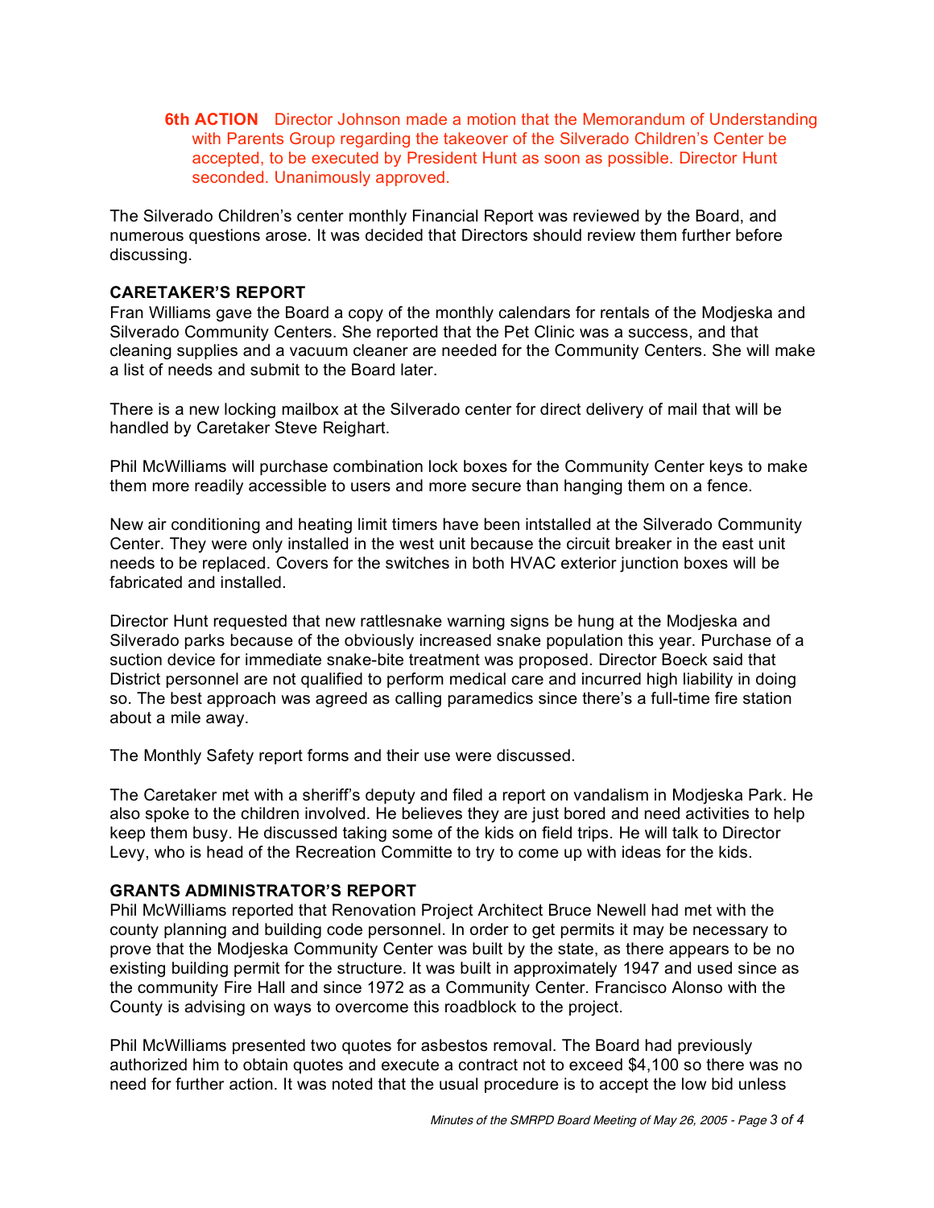**6th ACTION** Director Johnson made a motion that the Memorandum of Understanding with Parents Group regarding the takeover of the Silverado Children's Center be accepted, to be executed by President Hunt as soon as possible. Director Hunt seconded. Unanimously approved.

The Silverado Children's center monthly Financial Report was reviewed by the Board, and numerous questions arose. It was decided that Directors should review them further before discussing.

**CARETAKER'S REPORT**

Fran Williams gave the Board a copy of the monthly calendars for rentals of the Modjeska and Silverado Community Centers. She reported that the Pet Clinic was a success, and that cleaning supplies and a vacuum cleaner are needed for the Community Centers. She will make a list of needs and submit to the Board later.

There is a new locking mailbox at the Silverado center for direct delivery of mail that will be handled by Caretaker Steve Reighart.

Phil McWilliams will purchase combination lock boxes for the Community Center keys to make them more readily accessible to users and more secure than hanging them on a fence.

New air conditioning and heating limit timers have been intstalled at the Silverado Community Center. They were only installed in the west unit because the circuit breaker in the east unit needs to be replaced. Covers for the switches in both HVAC exterior junction boxes will be fabricated and installed.

Director Hunt requested that new rattlesnake warning signs be hung at the Modjeska and Silverado parks because of the obviously increased snake population this year. Purchase of a suction device for immediate snake-bite treatment was proposed. Director Boeck said that District personnel are not qualified to perform medical care and incurred high liability in doing so. The best approach was agreed as calling paramedics since there's a full-time fire station about a mile away.

The Monthly Safety report forms and their use were discussed.

The Caretaker met with a sheriff's deputy and filed a report on vandalism in Modjeska Park. He also spoke to the children involved. He believes they are just bored and need activities to help keep them busy. He discussed taking some of the kids on field trips. He will talk to Director Levy, who is head of the Recreation Committe to try to come up with ideas for the kids.

**GRANTS ADMINISTRATOR'S REPORT**

Phil McWilliams reported that Renovation Project Architect Bruce Newell had met with the county planning and building code personnel. In order to get permits it may be necessary to prove that the Modjeska Community Center was built by the state, as there appears to be no existing building permit for the structure. It was built in approximately 1947 and used since as the community Fire Hall and since 1972 as a Community Center. Francisco Alonso with the County is advising on ways to overcome this roadblock to the project.

Phil McWilliams presented two quotes for asbestos removal. The Board had previously authorized him to obtain quotes and execute a contract not to exceed $4,100 so there was no need for further action. It was noted that the usual procedure is to accept the low bid unless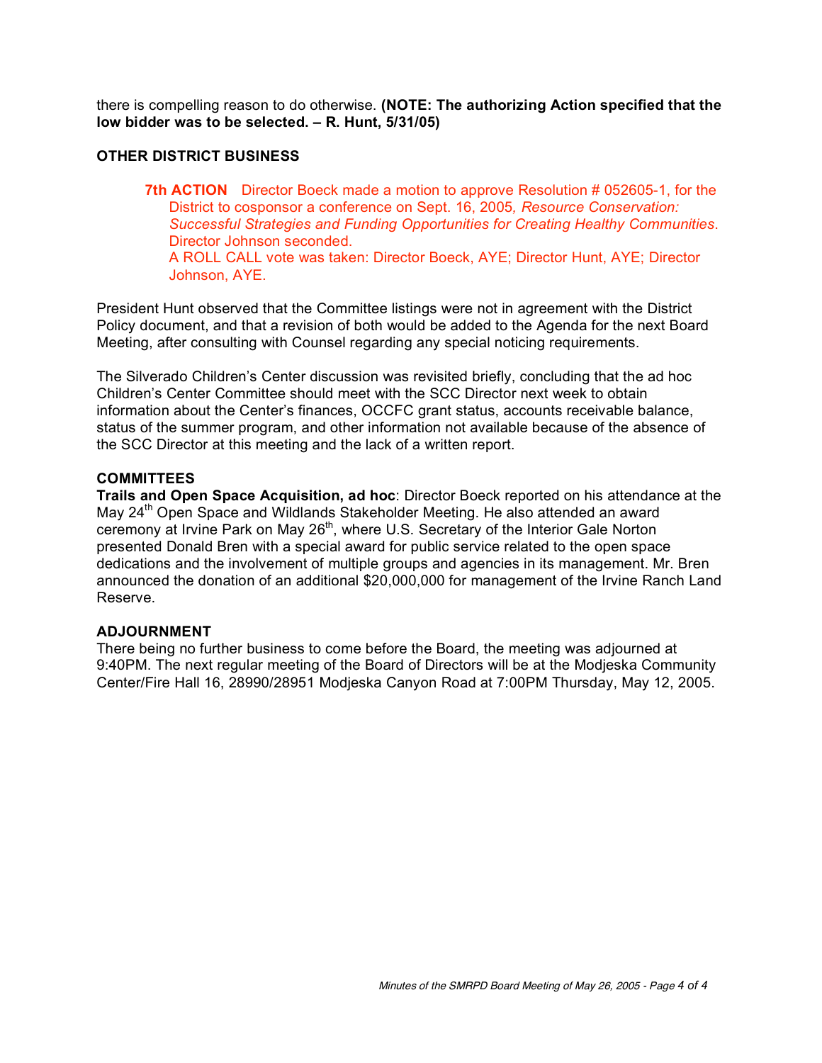there is compelling reason to do otherwise. **(NOTE: The authorizing Action specified that the low bidder was to be selected. – R. Hunt, 5/31/05)**

### OTHER DISTRICT BUSINESS

> **7th ACTION** Director Boeck made a motion to approve Resolution # 052605-1, for the District to cosponsor a conference on Sept. 16, 2005*, Resource Conservation: Successful Strategies and Funding Opportunities for Creating Healthy Communities*. Director Johnson seconded.
> A ROLL CALL vote was taken: Director Boeck, AYE; Director Hunt, AYE; Director Johnson, AYE.

President Hunt observed that the Committee listings were not in agreement with the District Policy document, and that a revision of both would be added to the Agenda for the next Board Meeting, after consulting with Counsel regarding any special noticing requirements.

The Silverado Children's Center discussion was revisited briefly, concluding that the ad hoc Children's Center Committee should meet with the SCC Director next week to obtain information about the Center's finances, OCCFC grant status, accounts receivable balance, status of the summer program, and other information not available because of the absence of the SCC Director at this meeting and the lack of a written report.

### COMMITTEES

**Trails and Open Space Acquisition, ad hoc**: Director Boeck reported on his attendance at the May 24th Open Space and Wildlands Stakeholder Meeting. He also attended an award ceremony at Irvine Park on May 26th, where U.S. Secretary of the Interior Gale Norton presented Donald Bren with a special award for public service related to the open space dedications and the involvement of multiple groups and agencies in its management. Mr. Bren announced the donation of an additional $20,000,000 for management of the Irvine Ranch Land Reserve.

### ADJOURNMENT

There being no further business to come before the Board, the meeting was adjourned at 9:40PM. The next regular meeting of the Board of Directors will be at the Modjeska Community Center/Fire Hall 16, 28990/28951 Modjeska Canyon Road at 7:00PM Thursday, May 12, 2005.